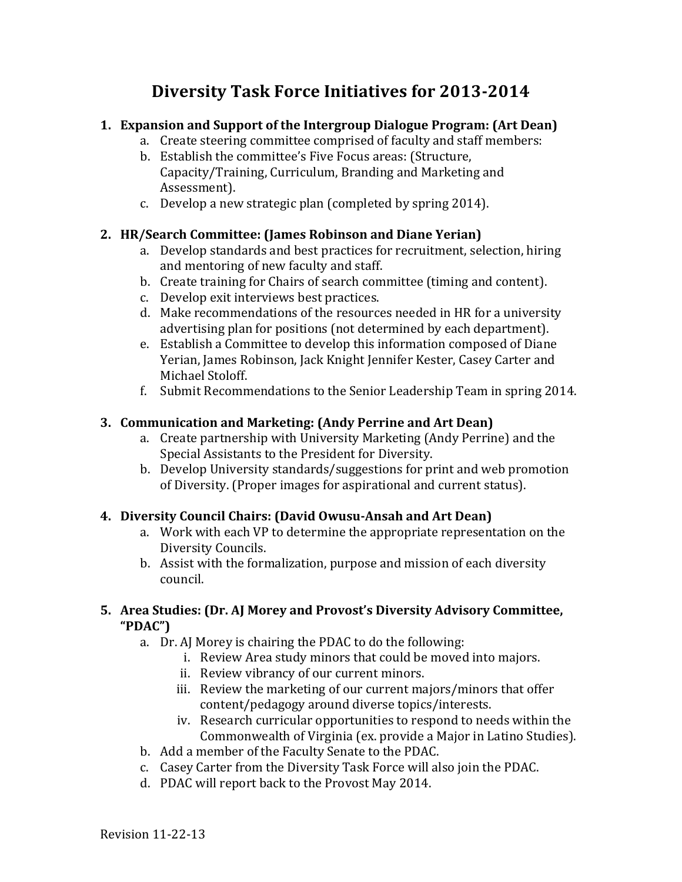# Diversity Task Force Initiatives for 2013-2014

1. **Expansion and Support of the Intergroup Dialogue Program: (Art Dean)**
    a. Create steering committee comprised of faculty and staff members:
    b. Establish the committee's Five Focus areas: (Structure, Capacity/Training, Curriculum, Branding and Marketing and Assessment).
    c. Develop a new strategic plan (completed by spring 2014).

2. **HR/Search Committee: (James Robinson and Diane Yerian)**
    a. Develop standards and best practices for recruitment, selection, hiring and mentoring of new faculty and staff.
    b. Create training for Chairs of search committee (timing and content).
    c. Develop exit interviews best practices.
    d. Make recommendations of the resources needed in HR for a university advertising plan for positions (not determined by each department).
    e. Establish a Committee to develop this information composed of Diane Yerian, James Robinson, Jack Knight Jennifer Kester, Casey Carter and Michael Stoloff.
    f. Submit Recommendations to the Senior Leadership Team in spring 2014.

3. **Communication and Marketing: (Andy Perrine and Art Dean)**
    a. Create partnership with University Marketing (Andy Perrine) and the Special Assistants to the President for Diversity.
    b. Develop University standards/suggestions for print and web promotion of Diversity. (Proper images for aspirational and current status).

4. **Diversity Council Chairs: (David Owusu-Ansah and Art Dean)**
    a. Work with each VP to determine the appropriate representation on the Diversity Councils.
    b. Assist with the formalization, purpose and mission of each diversity council.

5. **Area Studies: (Dr. AJ Morey and Provost's Diversity Advisory Committee, "PDAC")**
    a. Dr. AJ Morey is chairing the PDAC to do the following:
        i. Review Area study minors that could be moved into majors.
        ii. Review vibrancy of our current minors.
        iii. Review the marketing of our current majors/minors that offer content/pedagogy around diverse topics/interests.
        iv. Research curricular opportunities to respond to needs within the Commonwealth of Virginia (ex. provide a Major in Latino Studies).
    b. Add a member of the Faculty Senate to the PDAC.
    c. Casey Carter from the Diversity Task Force will also join the PDAC.
    d. PDAC will report back to the Provost May 2014.

Revision 11-22-13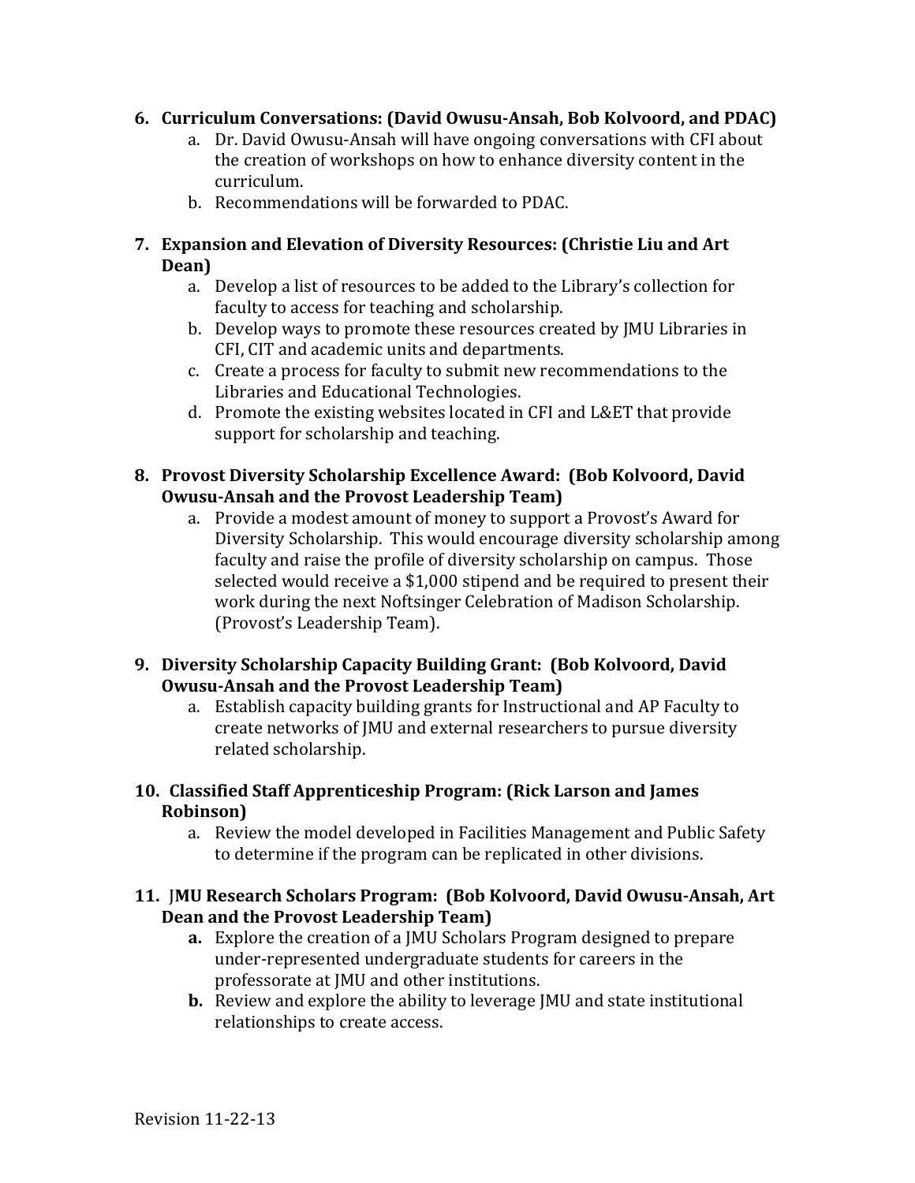6. **Curriculum Conversations: (David Owusu-Ansah, Bob Kolvoord, and PDAC)**
    a. Dr. David Owusu-Ansah will have ongoing conversations with CFI about the creation of workshops on how to enhance diversity content in the curriculum.
    b. Recommendations will be forwarded to PDAC.

7. **Expansion and Elevation of Diversity Resources: (Christie Liu and Art Dean)**
    a. Develop a list of resources to be added to the Library's collection for faculty to access for teaching and scholarship.
    b. Develop ways to promote these resources created by JMU Libraries in CFI, CIT and academic units and departments.
    c. Create a process for faculty to submit new recommendations to the Libraries and Educational Technologies.
    d. Promote the existing websites located in CFI and L&ET that provide support for scholarship and teaching.

8. **Provost Diversity Scholarship Excellence Award: (Bob Kolvoord, David Owusu-Ansah and the Provost Leadership Team)**
    a. Provide a modest amount of money to support a Provost's Award for Diversity Scholarship. This would encourage diversity scholarship among faculty and raise the profile of diversity scholarship on campus. Those selected would receive a $1,000 stipend and be required to present their work during the next Noftsinger Celebration of Madison Scholarship. (Provost's Leadership Team).

9. **Diversity Scholarship Capacity Building Grant: (Bob Kolvoord, David Owusu-Ansah and the Provost Leadership Team)**
    a. Establish capacity building grants for Instructional and AP Faculty to create networks of JMU and external researchers to pursue diversity related scholarship.

10. **Classified Staff Apprenticeship Program: (Rick Larson and James Robinson)**
    a. Review the model developed in Facilities Management and Public Safety to determine if the program can be replicated in other divisions.

11. **JMU Research Scholars Program: (Bob Kolvoord, David Owusu-Ansah, Art Dean and the Provost Leadership Team)**
    **a.** Explore the creation of a JMU Scholars Program designed to prepare under-represented undergraduate students for careers in the professorate at JMU and other institutions.
    **b.** Review and explore the ability to leverage JMU and state institutional relationships to create access.

Revision 11-22-13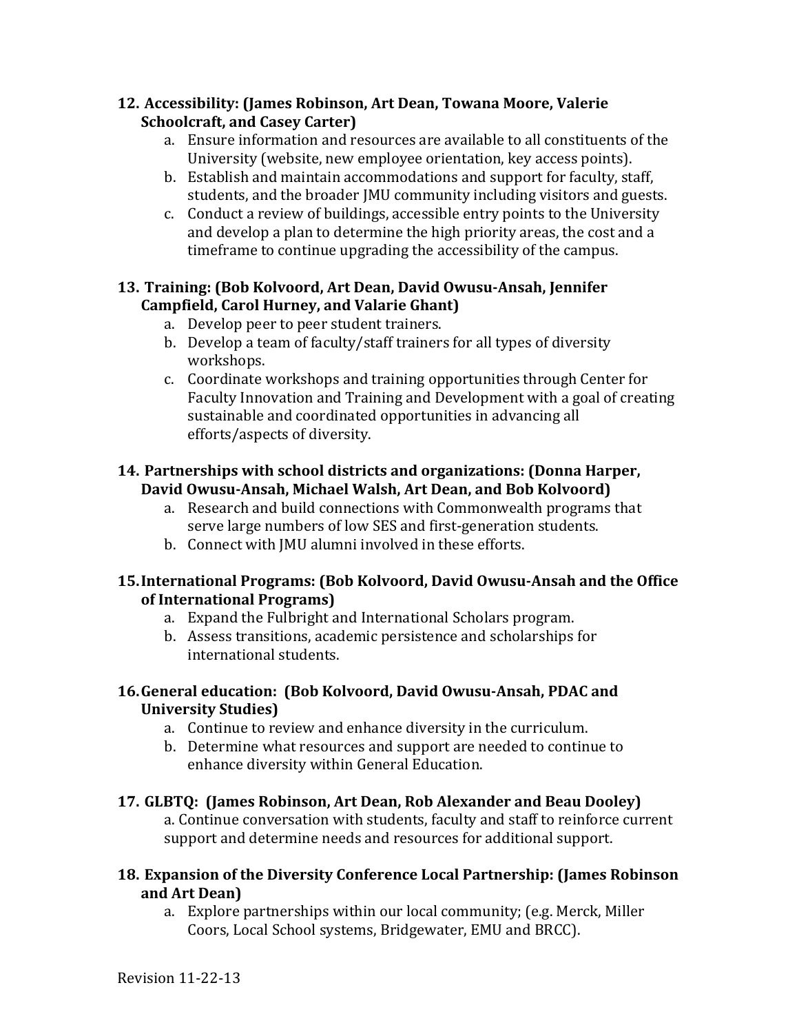12. **Accessibility: (James Robinson, Art Dean, Towana Moore, Valerie Schoolcraft, and Casey Carter)**
    a. Ensure information and resources are available to all constituents of the University (website, new employee orientation, key access points).
    b. Establish and maintain accommodations and support for faculty, staff, students, and the broader JMU community including visitors and guests.
    c. Conduct a review of buildings, accessible entry points to the University and develop a plan to determine the high priority areas, the cost and a timeframe to continue upgrading the accessibility of the campus.

13. **Training: (Bob Kolvoord, Art Dean, David Owusu-Ansah, Jennifer Campfield, Carol Hurney, and Valarie Ghant)**
    a. Develop peer to peer student trainers.
    b. Develop a team of faculty/staff trainers for all types of diversity workshops.
    c. Coordinate workshops and training opportunities through Center for Faculty Innovation and Training and Development with a goal of creating sustainable and coordinated opportunities in advancing all efforts/aspects of diversity.

14. **Partnerships with school districts and organizations: (Donna Harper, David Owusu-Ansah, Michael Walsh, Art Dean, and Bob Kolvoord)**
    a. Research and build connections with Commonwealth programs that serve large numbers of low SES and first-generation students.
    b. Connect with JMU alumni involved in these efforts.

15. **International Programs: (Bob Kolvoord, David Owusu-Ansah and the Office of International Programs)**
    a. Expand the Fulbright and International Scholars program.
    b. Assess transitions, academic persistence and scholarships for international students.

16. **General education: (Bob Kolvoord, David Owusu-Ansah, PDAC and University Studies)**
    a. Continue to review and enhance diversity in the curriculum.
    b. Determine what resources and support are needed to continue to enhance diversity within General Education.

17. **GLBTQ: (James Robinson, Art Dean, Rob Alexander and Beau Dooley)**
    a. Continue conversation with students, faculty and staff to reinforce current support and determine needs and resources for additional support.

18. **Expansion of the Diversity Conference Local Partnership: (James Robinson and Art Dean)**
    a. Explore partnerships within our local community; (e.g. Merck, Miller Coors, Local School systems, Bridgewater, EMU and BRCC).

Revision 11-22-13